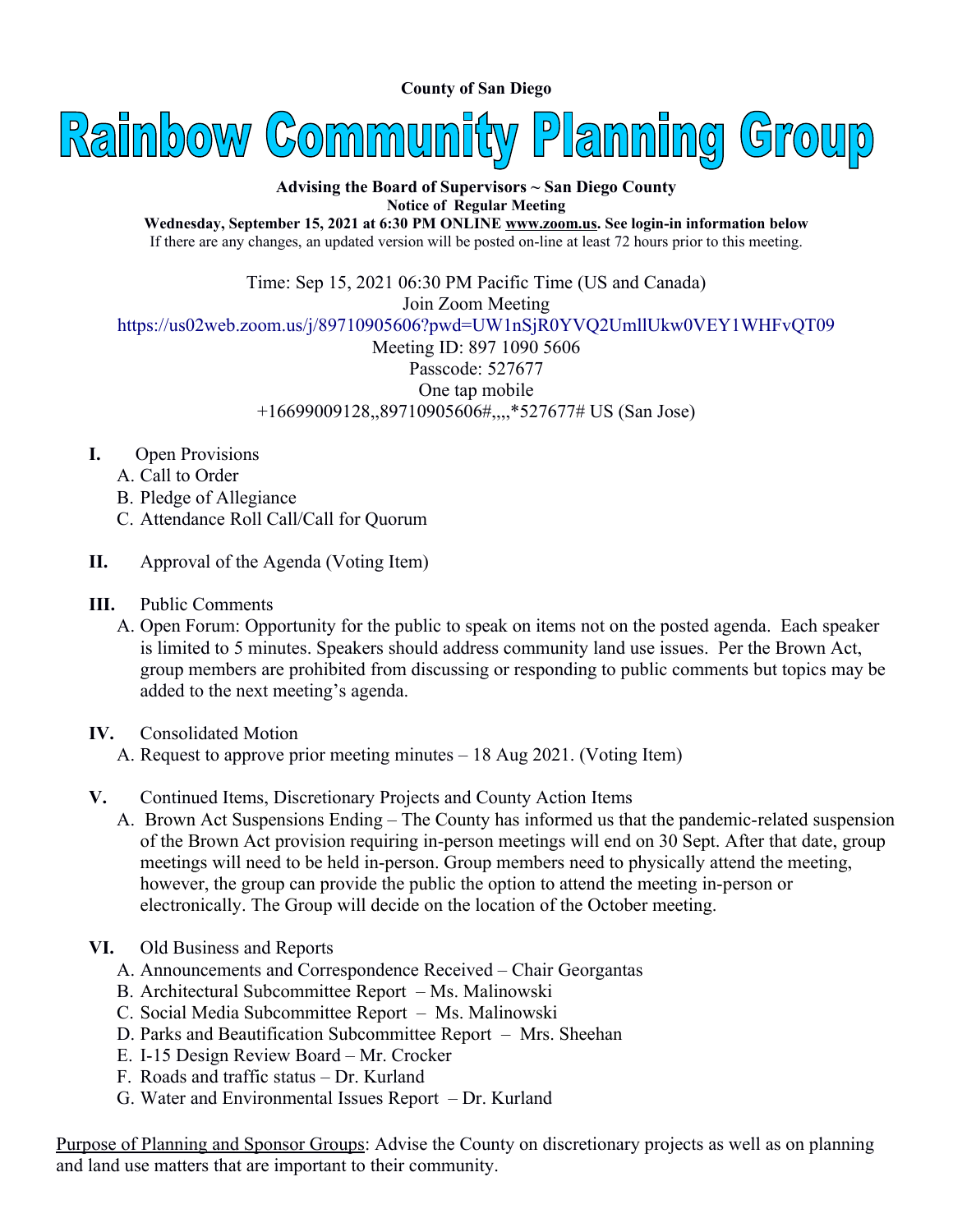**County of San Diego**

# Rainbow Community Planning Group

**Advising the Board of Supervisors ~ San Diego County**

**Notice of Regular Meeting**

**Wednesday, September 15, 2021 at 6:30 PM ONLINE www.zoom.us. See login-in information below**

If there are any changes, an updated version will be posted on-line at least 72 hours prior to this meeting.

Time: Sep 15, 2021 06:30 PM Pacific Time (US and Canada)

Join Zoom Meeting

https://us02web.zoom.us/j/89710905606?pwd=UW1nSjR0YVQ2UmllUkw0VEY1WHFvQT09

Meeting ID: 897 1090 5606

Passcode: 527677

One tap mobile

+16699009128,,89710905606#,,,,*527677# US (San Jose)

**I.** Open Provisions
- A. Call to Order
- B. Pledge of Allegiance
- C. Attendance Roll Call/Call for Quorum

**II.** Approval of the Agenda (Voting Item)

**III.** Public Comments
- A. Open Forum: Opportunity for the public to speak on items not on the posted agenda. Each speaker is limited to 5 minutes. Speakers should address community land use issues. Per the Brown Act, group members are prohibited from discussing or responding to public comments but topics may be added to the next meeting's agenda.

**IV.** Consolidated Motion
- A. Request to approve prior meeting minutes – 18 Aug 2021. (Voting Item)

**V.** Continued Items, Discretionary Projects and County Action Items
- A. Brown Act Suspensions Ending – The County has informed us that the pandemic-related suspension of the Brown Act provision requiring in-person meetings will end on 30 Sept. After that date, group meetings will need to be held in-person. Group members need to physically attend the meeting, however, the group can provide the public the option to attend the meeting in-person or electronically. The Group will decide on the location of the October meeting.

**VI.** Old Business and Reports
- A. Announcements and Correspondence Received – Chair Georgantas
- B. Architectural Subcommittee Report – Ms. Malinowski
- C. Social Media Subcommittee Report – Ms. Malinowski
- D. Parks and Beautification Subcommittee Report – Mrs. Sheehan
- E. I-15 Design Review Board – Mr. Crocker
- F. Roads and traffic status – Dr. Kurland
- G. Water and Environmental Issues Report – Dr. Kurland

<u>Purpose of Planning and Sponsor Groups</u>: Advise the County on discretionary projects as well as on planning and land use matters that are important to their community.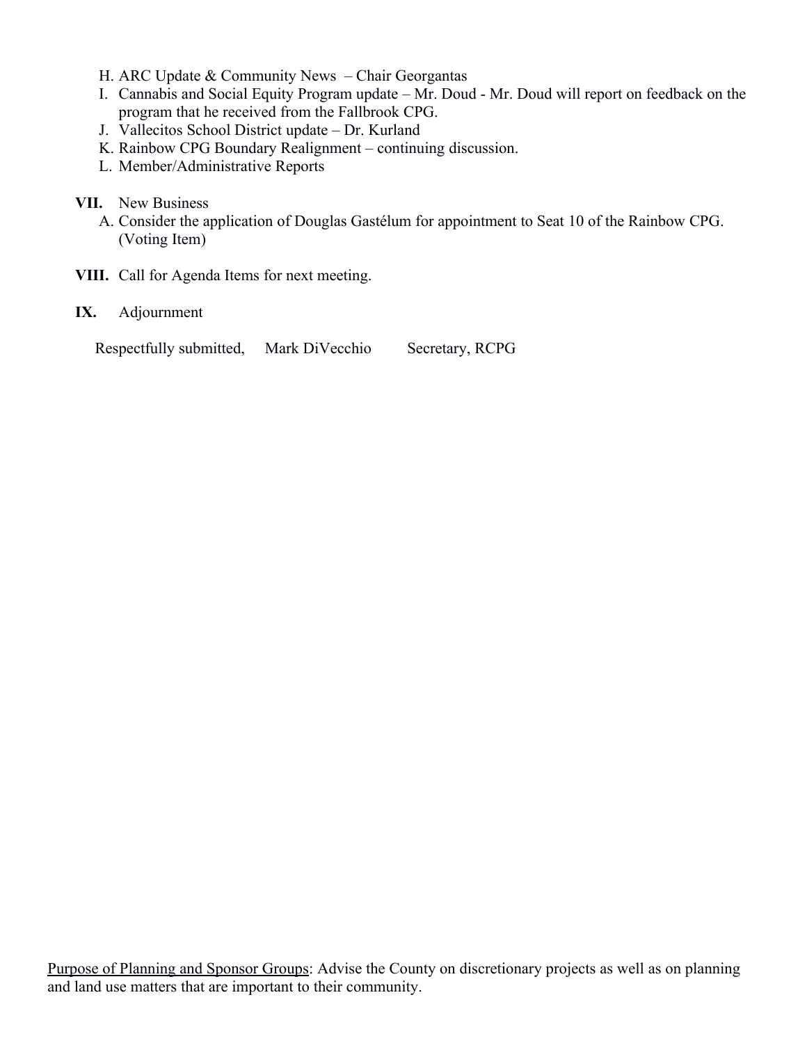H. ARC Update & Community News – Chair Georgantas
I. Cannabis and Social Equity Program update – Mr. Doud - Mr. Doud will report on feedback on the program that he received from the Fallbrook CPG.
J. Vallecitos School District update – Dr. Kurland
K. Rainbow CPG Boundary Realignment – continuing discussion.
L. Member/Administrative Reports

**VII.** New Business

A. Consider the application of Douglas Gastélum for appointment to Seat 10 of the Rainbow CPG. (Voting Item)

**VIII.** Call for Agenda Items for next meeting.

**IX.** Adjournment

Respectfully submitted, Mark DiVecchio Secretary, RCPG

Purpose of Planning and Sponsor Groups: Advise the County on discretionary projects as well as on planning and land use matters that are important to their community.